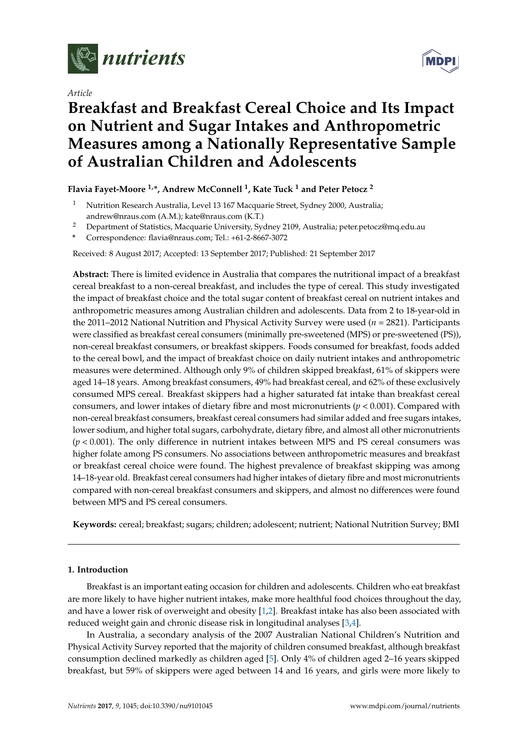*Article*

# Breakfast and Breakfast Cereal Choice and Its Impact on Nutrient and Sugar Intakes and Anthropometric Measures among a Nationally Representative Sample of Australian Children and Adolescents

**Flavia Fayet-Moore [1,*], Andrew McConnell [1], Kate Tuck [1] and Peter Petocz [2]**

[1] Nutrition Research Australia, Level 13 167 Macquarie Street, Sydney 2000, Australia; andrew@nraus.com (A.M.); kate@nraus.com (K.T.)

[2] Department of Statistics, Macquarie University, Sydney 2109, Australia; peter.petocz@mq.edu.au

\* Correspondence: flavia@nraus.com; Tel.: +61-2-8667-3072

Received: 8 August 2017; Accepted: 13 September 2017; Published: 21 September 2017

**Abstract:** There is limited evidence in Australia that compares the nutritional impact of a breakfast cereal breakfast to a non-cereal breakfast, and includes the type of cereal. This study investigated the impact of breakfast choice and the total sugar content of breakfast cereal on nutrient intakes and anthropometric measures among Australian children and adolescents. Data from 2 to 18-year-old in the 2011–2012 National Nutrition and Physical Activity Survey were used ($n = 2821$). Participants were classified as breakfast cereal consumers (minimally pre-sweetened (MPS) or pre-sweetened (PS)), non-cereal breakfast consumers, or breakfast skippers. Foods consumed for breakfast, foods added to the cereal bowl, and the impact of breakfast choice on daily nutrient intakes and anthropometric measures were determined. Although only 9% of children skipped breakfast, 61% of skippers were aged 14–18 years. Among breakfast consumers, 49% had breakfast cereal, and 62% of these exclusively consumed MPS cereal. Breakfast skippers had a higher saturated fat intake than breakfast cereal consumers, and lower intakes of dietary fibre and most micronutrients ($p < 0.001$). Compared with non-cereal breakfast consumers, breakfast cereal consumers had similar added and free sugars intakes, lower sodium, and higher total sugars, carbohydrate, dietary fibre, and almost all other micronutrients ($p < 0.001$). The only difference in nutrient intakes between MPS and PS cereal consumers was higher folate among PS consumers. No associations between anthropometric measures and breakfast or breakfast cereal choice were found. The highest prevalence of breakfast skipping was among 14–18-year old. Breakfast cereal consumers had higher intakes of dietary fibre and most micronutrients compared with non-cereal breakfast consumers and skippers, and almost no differences were found between MPS and PS cereal consumers.

**Keywords:** cereal; breakfast; sugars; children; adolescent; nutrient; National Nutrition Survey; BMI

## 1. Introduction

Breakfast is an important eating occasion for children and adolescents. Children who eat breakfast are more likely to have higher nutrient intakes, make more healthful food choices throughout the day, and have a lower risk of overweight and obesity [1,2]. Breakfast intake has also been associated with reduced weight gain and chronic disease risk in longitudinal analyses [3,4].

In Australia, a secondary analysis of the 2007 Australian National Children's Nutrition and Physical Activity Survey reported that the majority of children consumed breakfast, although breakfast consumption declined markedly as children aged [5]. Only 4% of children aged 2–16 years skipped breakfast, but 59% of skippers were aged between 14 and 16 years, and girls were more likely to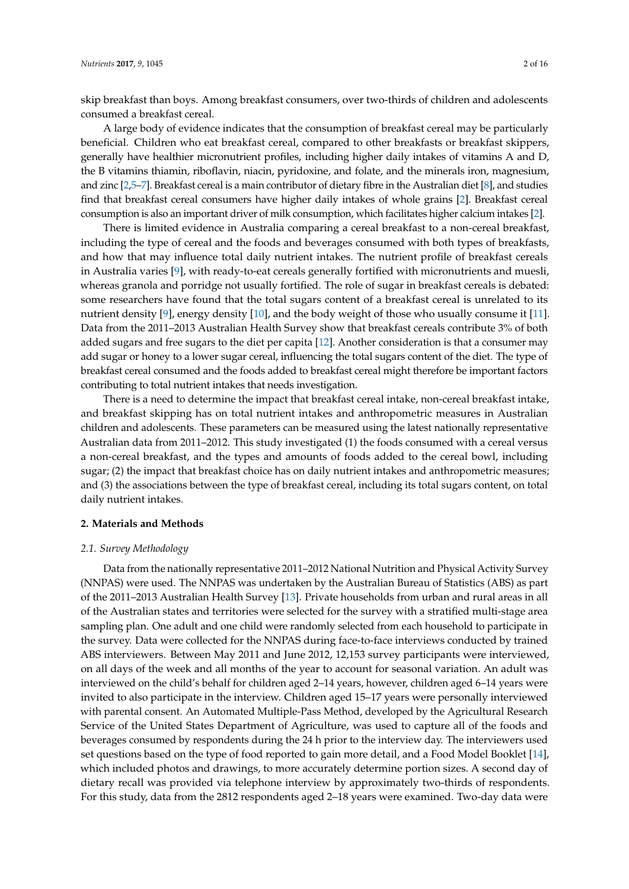skip breakfast than boys. Among breakfast consumers, over two-thirds of children and adolescents consumed a breakfast cereal.

A large body of evidence indicates that the consumption of breakfast cereal may be particularly beneficial. Children who eat breakfast cereal, compared to other breakfasts or breakfast skippers, generally have healthier micronutrient profiles, including higher daily intakes of vitamins A and D, the B vitamins thiamin, riboflavin, niacin, pyridoxine, and folate, and the minerals iron, magnesium, and zinc [2,5–7]. Breakfast cereal is a main contributor of dietary fibre in the Australian diet [8], and studies find that breakfast cereal consumers have higher daily intakes of whole grains [2]. Breakfast cereal consumption is also an important driver of milk consumption, which facilitates higher calcium intakes [2].

There is limited evidence in Australia comparing a cereal breakfast to a non-cereal breakfast, including the type of cereal and the foods and beverages consumed with both types of breakfasts, and how that may influence total daily nutrient intakes. The nutrient profile of breakfast cereals in Australia varies [9], with ready-to-eat cereals generally fortified with micronutrients and muesli, whereas granola and porridge not usually fortified. The role of sugar in breakfast cereals is debated: some researchers have found that the total sugars content of a breakfast cereal is unrelated to its nutrient density [9], energy density [10], and the body weight of those who usually consume it [11]. Data from the 2011–2013 Australian Health Survey show that breakfast cereals contribute 3% of both added sugars and free sugars to the diet per capita [12]. Another consideration is that a consumer may add sugar or honey to a lower sugar cereal, influencing the total sugars content of the diet. The type of breakfast cereal consumed and the foods added to breakfast cereal might therefore be important factors contributing to total nutrient intakes that needs investigation.

There is a need to determine the impact that breakfast cereal intake, non-cereal breakfast intake, and breakfast skipping has on total nutrient intakes and anthropometric measures in Australian children and adolescents. These parameters can be measured using the latest nationally representative Australian data from 2011–2012. This study investigated (1) the foods consumed with a cereal versus a non-cereal breakfast, and the types and amounts of foods added to the cereal bowl, including sugar; (2) the impact that breakfast choice has on daily nutrient intakes and anthropometric measures; and (3) the associations between the type of breakfast cereal, including its total sugars content, on total daily nutrient intakes.

## 2. Materials and Methods

### *2.1. Survey Methodology*

Data from the nationally representative 2011–2012 National Nutrition and Physical Activity Survey (NNPAS) were used. The NNPAS was undertaken by the Australian Bureau of Statistics (ABS) as part of the 2011–2013 Australian Health Survey [13]. Private households from urban and rural areas in all of the Australian states and territories were selected for the survey with a stratified multi-stage area sampling plan. One adult and one child were randomly selected from each household to participate in the survey. Data were collected for the NNPAS during face-to-face interviews conducted by trained ABS interviewers. Between May 2011 and June 2012, 12,153 survey participants were interviewed, on all days of the week and all months of the year to account for seasonal variation. An adult was interviewed on the child's behalf for children aged 2–14 years, however, children aged 6–14 years were invited to also participate in the interview. Children aged 15–17 years were personally interviewed with parental consent. An Automated Multiple-Pass Method, developed by the Agricultural Research Service of the United States Department of Agriculture, was used to capture all of the foods and beverages consumed by respondents during the 24 h prior to the interview day. The interviewers used set questions based on the type of food reported to gain more detail, and a Food Model Booklet [14], which included photos and drawings, to more accurately determine portion sizes. A second day of dietary recall was provided via telephone interview by approximately two-thirds of respondents. For this study, data from the 2812 respondents aged 2–18 years were examined. Two-day data were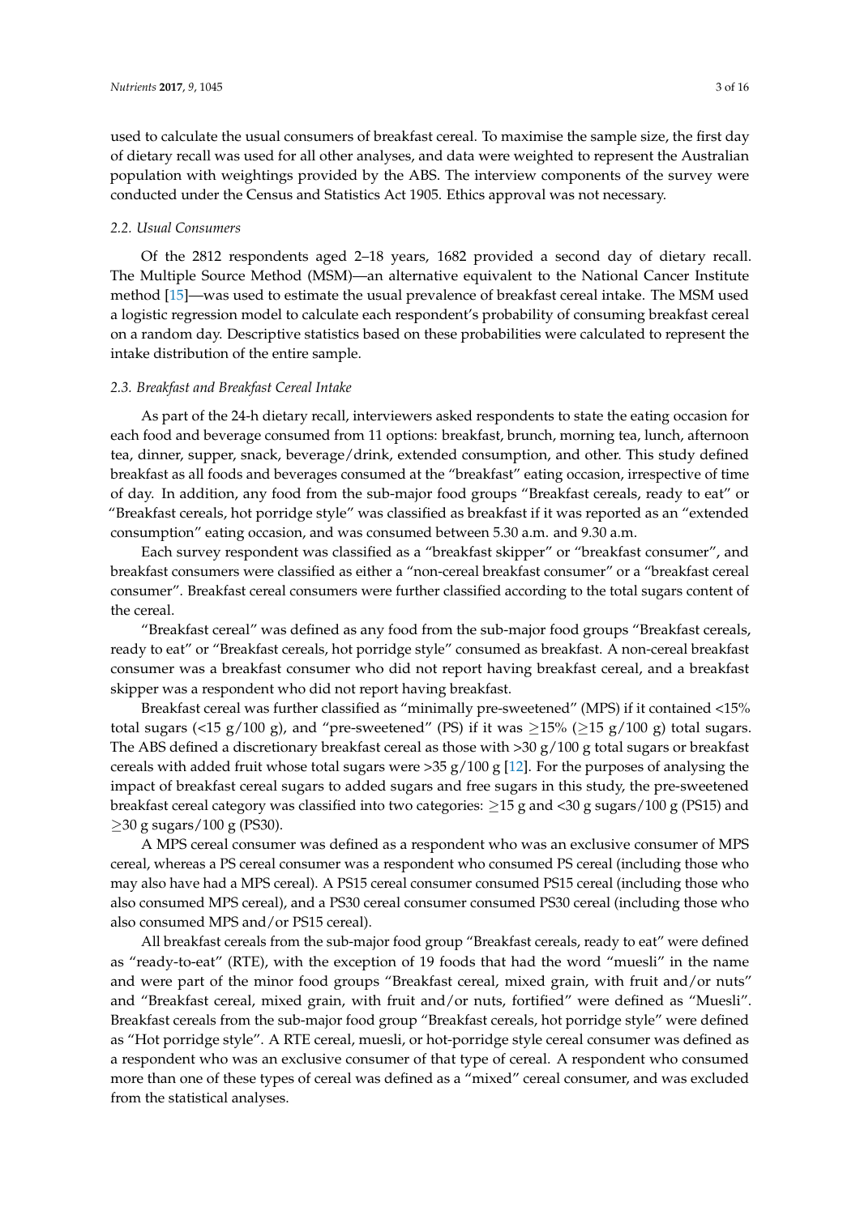used to calculate the usual consumers of breakfast cereal. To maximise the sample size, the first day of dietary recall was used for all other analyses, and data were weighted to represent the Australian population with weightings provided by the ABS. The interview components of the survey were conducted under the Census and Statistics Act 1905. Ethics approval was not necessary.

### 2.2. Usual Consumers

Of the 2812 respondents aged 2–18 years, 1682 provided a second day of dietary recall. The Multiple Source Method (MSM)—an alternative equivalent to the National Cancer Institute method [15]—was used to estimate the usual prevalence of breakfast cereal intake. The MSM used a logistic regression model to calculate each respondent's probability of consuming breakfast cereal on a random day. Descriptive statistics based on these probabilities were calculated to represent the intake distribution of the entire sample.

### 2.3. Breakfast and Breakfast Cereal Intake

As part of the 24-h dietary recall, interviewers asked respondents to state the eating occasion for each food and beverage consumed from 11 options: breakfast, brunch, morning tea, lunch, afternoon tea, dinner, supper, snack, beverage/drink, extended consumption, and other. This study defined breakfast as all foods and beverages consumed at the "breakfast" eating occasion, irrespective of time of day. In addition, any food from the sub-major food groups "Breakfast cereals, ready to eat" or "Breakfast cereals, hot porridge style" was classified as breakfast if it was reported as an "extended consumption" eating occasion, and was consumed between 5.30 a.m. and 9.30 a.m.

Each survey respondent was classified as a "breakfast skipper" or "breakfast consumer", and breakfast consumers were classified as either a "non-cereal breakfast consumer" or a "breakfast cereal consumer". Breakfast cereal consumers were further classified according to the total sugars content of the cereal.

"Breakfast cereal" was defined as any food from the sub-major food groups "Breakfast cereals, ready to eat" or "Breakfast cereals, hot porridge style" consumed as breakfast. A non-cereal breakfast consumer was a breakfast consumer who did not report having breakfast cereal, and a breakfast skipper was a respondent who did not report having breakfast.

Breakfast cereal was further classified as "minimally pre-sweetened" (MPS) if it contained <15% total sugars (<15 g/100 g), and "pre-sweetened" (PS) if it was $\geq$15% ($\geq$15 g/100 g) total sugars. The ABS defined a discretionary breakfast cereal as those with >30 g/100 g total sugars or breakfast cereals with added fruit whose total sugars were >35 g/100 g [12]. For the purposes of analysing the impact of breakfast cereal sugars to added sugars and free sugars in this study, the pre-sweetened breakfast cereal category was classified into two categories: $\geq$15 g and <30 g sugars/100 g (PS15) and $\geq$30 g sugars/100 g (PS30).

A MPS cereal consumer was defined as a respondent who was an exclusive consumer of MPS cereal, whereas a PS cereal consumer was a respondent who consumed PS cereal (including those who may also have had a MPS cereal). A PS15 cereal consumer consumed PS15 cereal (including those who also consumed MPS cereal), and a PS30 cereal consumer consumed PS30 cereal (including those who also consumed MPS and/or PS15 cereal).

All breakfast cereals from the sub-major food group "Breakfast cereals, ready to eat" were defined as "ready-to-eat" (RTE), with the exception of 19 foods that had the word "muesli" in the name and were part of the minor food groups "Breakfast cereal, mixed grain, with fruit and/or nuts" and "Breakfast cereal, mixed grain, with fruit and/or nuts, fortified" were defined as "Muesli". Breakfast cereals from the sub-major food group "Breakfast cereals, hot porridge style" were defined as "Hot porridge style". A RTE cereal, muesli, or hot-porridge style cereal consumer was defined as a respondent who was an exclusive consumer of that type of cereal. A respondent who consumed more than one of these types of cereal was defined as a "mixed" cereal consumer, and was excluded from the statistical analyses.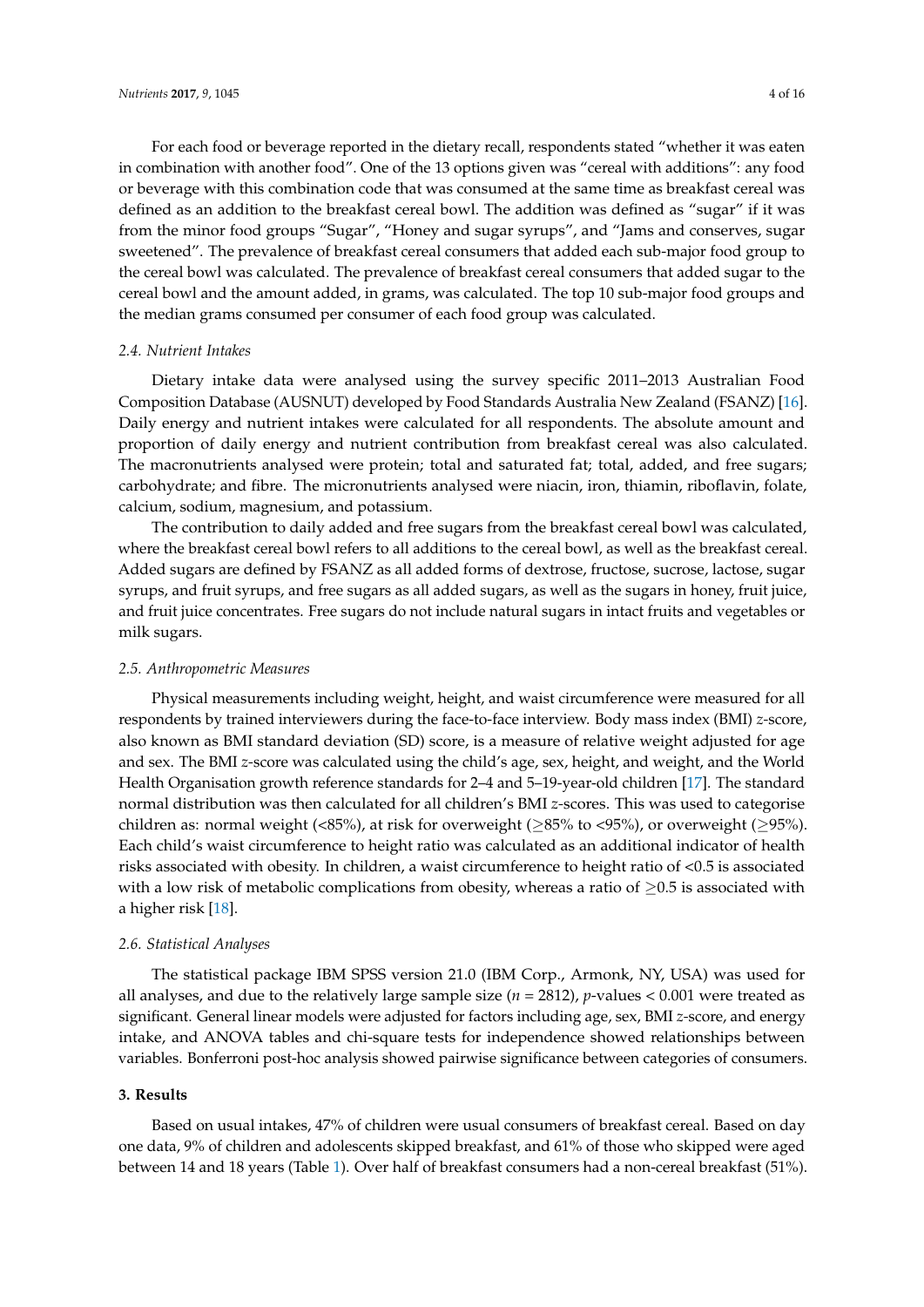For each food or beverage reported in the dietary recall, respondents stated "whether it was eaten in combination with another food". One of the 13 options given was "cereal with additions": any food or beverage with this combination code that was consumed at the same time as breakfast cereal was defined as an addition to the breakfast cereal bowl. The addition was defined as "sugar" if it was from the minor food groups "Sugar", "Honey and sugar syrups", and "Jams and conserves, sugar sweetened". The prevalence of breakfast cereal consumers that added each sub-major food group to the cereal bowl was calculated. The prevalence of breakfast cereal consumers that added sugar to the cereal bowl and the amount added, in grams, was calculated. The top 10 sub-major food groups and the median grams consumed per consumer of each food group was calculated.

### 2.4. Nutrient Intakes

Dietary intake data were analysed using the survey specific 2011–2013 Australian Food Composition Database (AUSNUT) developed by Food Standards Australia New Zealand (FSANZ) [16]. Daily energy and nutrient intakes were calculated for all respondents. The absolute amount and proportion of daily energy and nutrient contribution from breakfast cereal was also calculated. The macronutrients analysed were protein; total and saturated fat; total, added, and free sugars; carbohydrate; and fibre. The micronutrients analysed were niacin, iron, thiamin, riboflavin, folate, calcium, sodium, magnesium, and potassium.

The contribution to daily added and free sugars from the breakfast cereal bowl was calculated, where the breakfast cereal bowl refers to all additions to the cereal bowl, as well as the breakfast cereal. Added sugars are defined by FSANZ as all added forms of dextrose, fructose, sucrose, lactose, sugar syrups, and fruit syrups, and free sugars as all added sugars, as well as the sugars in honey, fruit juice, and fruit juice concentrates. Free sugars do not include natural sugars in intact fruits and vegetables or milk sugars.

### 2.5. Anthropometric Measures

Physical measurements including weight, height, and waist circumference were measured for all respondents by trained interviewers during the face-to-face interview. Body mass index (BMI) *z*-score, also known as BMI standard deviation (SD) score, is a measure of relative weight adjusted for age and sex. The BMI *z*-score was calculated using the child's age, sex, height, and weight, and the World Health Organisation growth reference standards for 2–4 and 5–19-year-old children [17]. The standard normal distribution was then calculated for all children's BMI *z*-scores. This was used to categorise children as: normal weight (<85%), at risk for overweight ($\geq$85% to <95%), or overweight ($\geq$95%). Each child's waist circumference to height ratio was calculated as an additional indicator of health risks associated with obesity. In children, a waist circumference to height ratio of <0.5 is associated with a low risk of metabolic complications from obesity, whereas a ratio of $\geq$0.5 is associated with a higher risk [18].

### 2.6. Statistical Analyses

The statistical package IBM SPSS version 21.0 (IBM Corp., Armonk, NY, USA) was used for all analyses, and due to the relatively large sample size ($n = 2812$), $p$-values $< 0.001$ were treated as significant. General linear models were adjusted for factors including age, sex, BMI *z*-score, and energy intake, and ANOVA tables and chi-square tests for independence showed relationships between variables. Bonferroni post-hoc analysis showed pairwise significance between categories of consumers.

## 3. Results

Based on usual intakes, 47% of children were usual consumers of breakfast cereal. Based on day one data, 9% of children and adolescents skipped breakfast, and 61% of those who skipped were aged between 14 and 18 years (Table 1). Over half of breakfast consumers had a non-cereal breakfast (51%).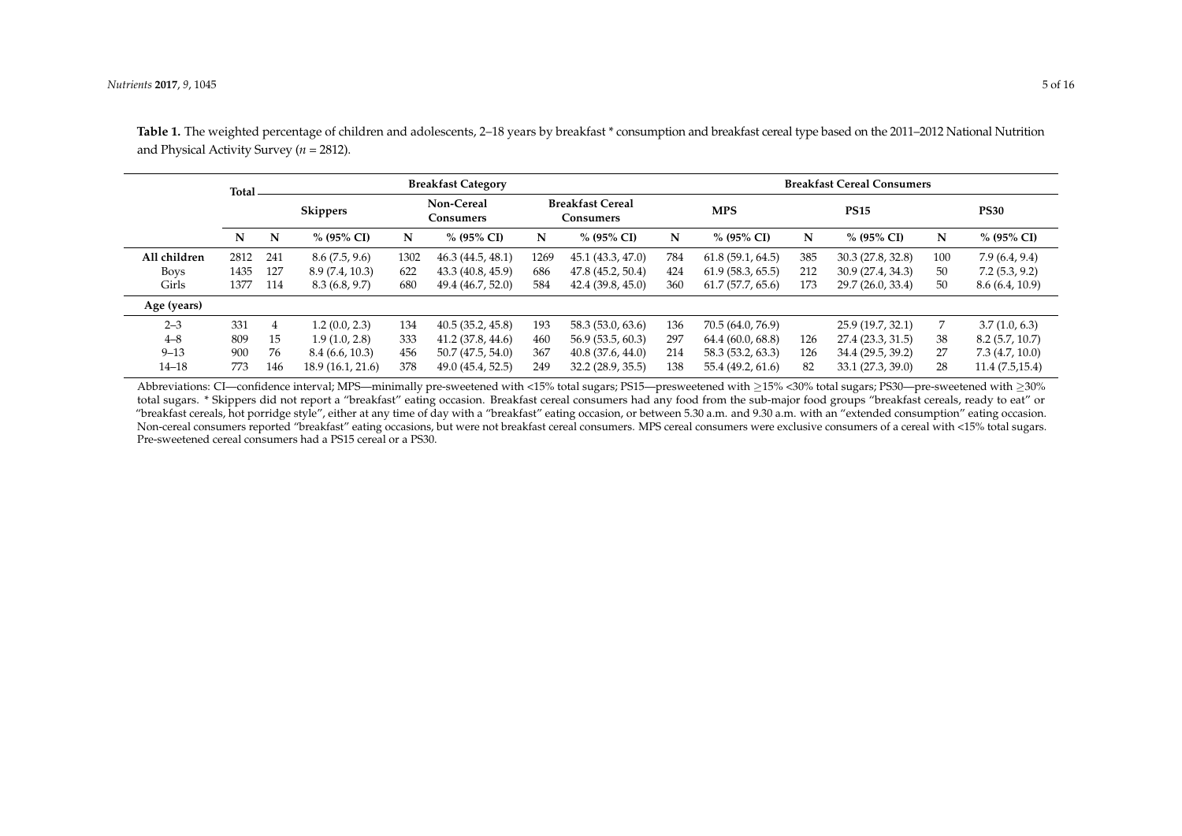**Table 1.** The weighted percentage of children and adolescents, 2–18 years by breakfast * consumption and breakfast cereal type based on the 2011–2012 National Nutrition and Physical Activity Survey (*n* = 2812).

| | Total | Breakfast Category | | | | | | Breakfast Cereal Consumers | | | | | |
|---|---|---|---|---|---|---|---|---|---|---|---|---|---|
| | | Skippers | | Non-Cereal Consumers | | Breakfast Cereal Consumers | | MPS | | PS15 | | PS30 | |
| | N | N | % (95% CI) | N | % (95% CI) | N | % (95% CI) | N | % (95% CI) | N | % (95% CI) | N | % (95% CI) |
| **All children** | 2812 | 241 | 8.6 (7.5, 9.6) | 1302 | 46.3 (44.5, 48.1) | 1269 | 45.1 (43.3, 47.0) | 784 | 61.8 (59.1, 64.5) | 385 | 30.3 (27.8, 32.8) | 100 | 7.9 (6.4, 9.4) |
| Boys | 1435 | 127 | 8.9 (7.4, 10.3) | 622 | 43.3 (40.8, 45.9) | 686 | 47.8 (45.2, 50.4) | 424 | 61.9 (58.3, 65.5) | 212 | 30.9 (27.4, 34.3) | 50 | 7.2 (5.3, 9.2) |
| Girls | 1377 | 114 | 8.3 (6.8, 9.7) | 680 | 49.4 (46.7, 52.0) | 584 | 42.4 (39.8, 45.0) | 360 | 61.7 (57.7, 65.6) | 173 | 29.7 (26.0, 33.4) | 50 | 8.6 (6.4, 10.9) |
| **Age (years)** | | | | | | | | | | | | | |
| 2–3 | 331 | 4 | 1.2 (0.0, 2.3) | 134 | 40.5 (35.2, 45.8) | 193 | 58.3 (53.0, 63.6) | 136 | 70.5 (64.0, 76.9) | | 25.9 (19.7, 32.1) | 7 | 3.7 (1.0, 6.3) |
| 4–8 | 809 | 15 | 1.9 (1.0, 2.8) | 333 | 41.2 (37.8, 44.6) | 460 | 56.9 (53.5, 60.3) | 297 | 64.4 (60.0, 68.8) | 126 | 27.4 (23.3, 31.5) | 38 | 8.2 (5.7, 10.7) |
| 9–13 | 900 | 76 | 8.4 (6.6, 10.3) | 456 | 50.7 (47.5, 54.0) | 367 | 40.8 (37.6, 44.0) | 214 | 58.3 (53.2, 63.3) | 126 | 34.4 (29.5, 39.2) | 27 | 7.3 (4.7, 10.0) |
| 14–18 | 773 | 146 | 18.9 (16.1, 21.6) | 378 | 49.0 (45.4, 52.5) | 249 | 32.2 (28.9, 35.5) | 138 | 55.4 (49.2, 61.6) | 82 | 33.1 (27.3, 39.0) | 28 | 11.4 (7.5,15.4) |

Abbreviations: CI—confidence interval; MPS—minimally pre-sweetened with <15% total sugars; PS15—presweetened with ≥15% <30% total sugars; PS30—pre-sweetened with ≥30% total sugars. * Skippers did not report a "breakfast" eating occasion. Breakfast cereal consumers had any food from the sub-major food groups "breakfast cereals, ready to eat" or "breakfast cereals, hot porridge style", either at any time of day with a "breakfast" eating occasion, or between 5.30 a.m. and 9.30 a.m. with an "extended consumption" eating occasion. Non-cereal consumers reported "breakfast" eating occasions, but were not breakfast cereal consumers. MPS cereal consumers were exclusive consumers of a cereal with <15% total sugars. Pre-sweetened cereal consumers had a PS15 cereal or a PS30.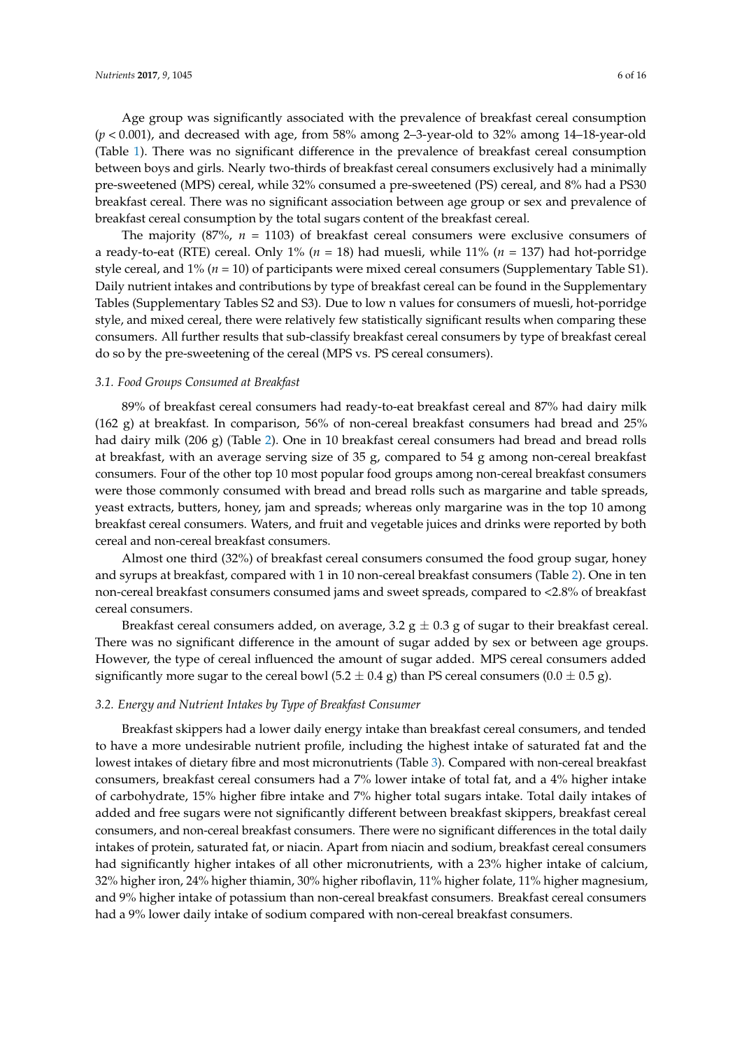Age group was significantly associated with the prevalence of breakfast cereal consumption ($p < 0.001$), and decreased with age, from 58% among 2–3-year-old to 32% among 14–18-year-old (Table 1). There was no significant difference in the prevalence of breakfast cereal consumption between boys and girls. Nearly two-thirds of breakfast cereal consumers exclusively had a minimally pre-sweetened (MPS) cereal, while 32% consumed a pre-sweetened (PS) cereal, and 8% had a PS30 breakfast cereal. There was no significant association between age group or sex and prevalence of breakfast cereal consumption by the total sugars content of the breakfast cereal.

The majority (87%, $n$ = 1103) of breakfast cereal consumers were exclusive consumers of a ready-to-eat (RTE) cereal. Only 1% ($n$ = 18) had muesli, while 11% ($n$ = 137) had hot-porridge style cereal, and 1% ($n$ = 10) of participants were mixed cereal consumers (Supplementary Table S1). Daily nutrient intakes and contributions by type of breakfast cereal can be found in the Supplementary Tables (Supplementary Tables S2 and S3). Due to low n values for consumers of muesli, hot-porridge style, and mixed cereal, there were relatively few statistically significant results when comparing these consumers. All further results that sub-classify breakfast cereal consumers by type of breakfast cereal do so by the pre-sweetening of the cereal (MPS vs. PS cereal consumers).

### *3.1. Food Groups Consumed at Breakfast*

89% of breakfast cereal consumers had ready-to-eat breakfast cereal and 87% had dairy milk (162 g) at breakfast. In comparison, 56% of non-cereal breakfast consumers had bread and 25% had dairy milk (206 g) (Table 2). One in 10 breakfast cereal consumers had bread and bread rolls at breakfast, with an average serving size of 35 g, compared to 54 g among non-cereal breakfast consumers. Four of the other top 10 most popular food groups among non-cereal breakfast consumers were those commonly consumed with bread and bread rolls such as margarine and table spreads, yeast extracts, butters, honey, jam and spreads; whereas only margarine was in the top 10 among breakfast cereal consumers. Waters, and fruit and vegetable juices and drinks were reported by both cereal and non-cereal breakfast consumers.

Almost one third (32%) of breakfast cereal consumers consumed the food group sugar, honey and syrups at breakfast, compared with 1 in 10 non-cereal breakfast consumers (Table 2). One in ten non-cereal breakfast consumers consumed jams and sweet spreads, compared to <2.8% of breakfast cereal consumers.

Breakfast cereal consumers added, on average, 3.2 g ± 0.3 g of sugar to their breakfast cereal. There was no significant difference in the amount of sugar added by sex or between age groups. However, the type of cereal influenced the amount of sugar added. MPS cereal consumers added significantly more sugar to the cereal bowl (5.2 ± 0.4 g) than PS cereal consumers (0.0 ± 0.5 g).

### *3.2. Energy and Nutrient Intakes by Type of Breakfast Consumer*

Breakfast skippers had a lower daily energy intake than breakfast cereal consumers, and tended to have a more undesirable nutrient profile, including the highest intake of saturated fat and the lowest intakes of dietary fibre and most micronutrients (Table 3). Compared with non-cereal breakfast consumers, breakfast cereal consumers had a 7% lower intake of total fat, and a 4% higher intake of carbohydrate, 15% higher fibre intake and 7% higher total sugars intake. Total daily intakes of added and free sugars were not significantly different between breakfast skippers, breakfast cereal consumers, and non-cereal breakfast consumers. There were no significant differences in the total daily intakes of protein, saturated fat, or niacin. Apart from niacin and sodium, breakfast cereal consumers had significantly higher intakes of all other micronutrients, with a 23% higher intake of calcium, 32% higher iron, 24% higher thiamin, 30% higher riboflavin, 11% higher folate, 11% higher magnesium, and 9% higher intake of potassium than non-cereal breakfast consumers. Breakfast cereal consumers had a 9% lower daily intake of sodium compared with non-cereal breakfast consumers.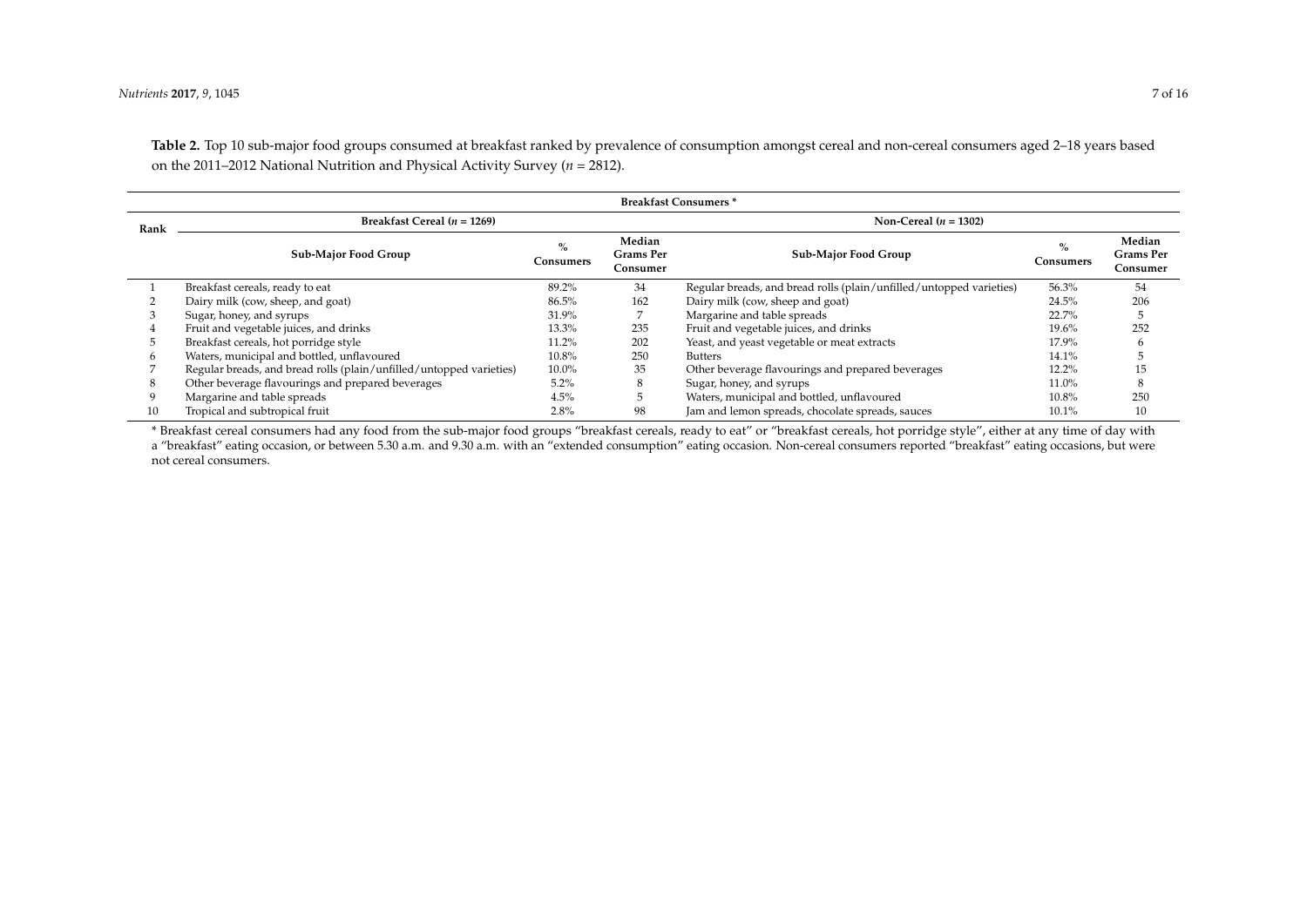**Table 2.** Top 10 sub-major food groups consumed at breakfast ranked by prevalence of consumption amongst cereal and non-cereal consumers aged 2–18 years based on the 2011–2012 National Nutrition and Physical Activity Survey ($n$ = 2812).

| Rank | Breakfast Consumers * | | | | | |
|---|---|---|---|---|---|---|
| | Breakfast Cereal ($n$ = 1269) | | | Non-Cereal ($n$ = 1302) | | |
| | Sub-Major Food Group | % Consumers | Median Grams Per Consumer | Sub-Major Food Group | % Consumers | Median Grams Per Consumer |
| 1 | Breakfast cereals, ready to eat | 89.2% | 34 | Regular breads, and bread rolls (plain/unfilled/untopped varieties) | 56.3% | 54 |
| 2 | Dairy milk (cow, sheep, and goat) | 86.5% | 162 | Dairy milk (cow, sheep and goat) | 24.5% | 206 |
| 3 | Sugar, honey, and syrups | 31.9% | 7 | Margarine and table spreads | 22.7% | 5 |
| 4 | Fruit and vegetable juices, and drinks | 13.3% | 235 | Fruit and vegetable juices, and drinks | 19.6% | 252 |
| 5 | Breakfast cereals, hot porridge style | 11.2% | 202 | Yeast, and yeast vegetable or meat extracts | 17.9% | 6 |
| 6 | Waters, municipal and bottled, unflavoured | 10.8% | 250 | Butters | 14.1% | 5 |
| 7 | Regular breads, and bread rolls (plain/unfilled/untopped varieties) | 10.0% | 35 | Other beverage flavourings and prepared beverages | 12.2% | 15 |
| 8 | Other beverage flavourings and prepared beverages | 5.2% | 8 | Sugar, honey, and syrups | 11.0% | 8 |
| 9 | Margarine and table spreads | 4.5% | 5 | Waters, municipal and bottled, unflavoured | 10.8% | 250 |
| 10 | Tropical and subtropical fruit | 2.8% | 98 | Jam and lemon spreads, chocolate spreads, sauces | 10.1% | 10 |

* Breakfast cereal consumers had any food from the sub-major food groups "breakfast cereals, ready to eat" or "breakfast cereals, hot porridge style", either at any time of day with a "breakfast" eating occasion, or between 5.30 a.m. and 9.30 a.m. with an "extended consumption" eating occasion. Non-cereal consumers reported "breakfast" eating occasions, but were not cereal consumers.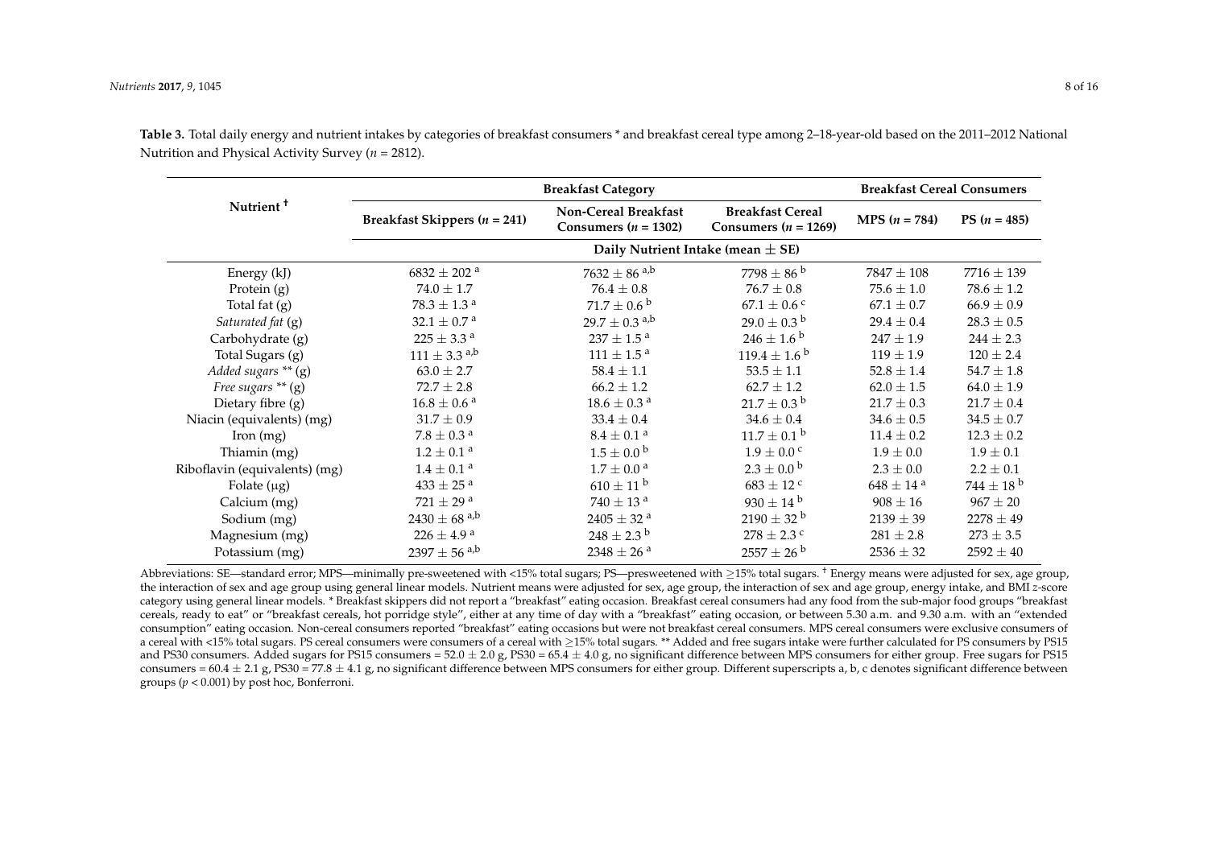**Table 3.** Total daily energy and nutrient intakes by categories of breakfast consumers * and breakfast cereal type among 2–18-year-old based on the 2011–2012 National Nutrition and Physical Activity Survey ($n$ = 2812).

| Nutrient † | Breakfast Category | | | Breakfast Cereal Consumers | |
|---|---|---|---|---|---|
| | Breakfast Skippers ($n$ = 241) | Non-Cereal Breakfast Consumers ($n$ = 1302) | Breakfast Cereal Consumers ($n$ = 1269) | MPS ($n$ = 784) | PS ($n$ = 485) |
| | Daily Nutrient Intake (mean ± SE) | | | | |
| Energy (kJ) | 6832 ± 202 [a] | 7632 ± 86 [a,b] | 7798 ± 86 [b] | 7847 ± 108 | 7716 ± 139 |
| Protein (g) | 74.0 ± 1.7 | 76.4 ± 0.8 | 76.7 ± 0.8 | 75.6 ± 1.0 | 78.6 ± 1.2 |
| Total fat (g) | 78.3 ± 1.3 [a] | 71.7 ± 0.6 [b] | 67.1 ± 0.6 [c] | 67.1 ± 0.7 | 66.9 ± 0.9 |
| *Saturated fat* (g) | 32.1 ± 0.7 [a] | 29.7 ± 0.3 [a,b] | 29.0 ± 0.3 [b] | 29.4 ± 0.4 | 28.3 ± 0.5 |
| Carbohydrate (g) | 225 ± 3.3 [a] | 237 ± 1.5 [a] | 246 ± 1.6 [b] | 247 ± 1.9 | 244 ± 2.3 |
| Total Sugars (g) | 111 ± 3.3 [a,b] | 111 ± 1.5 [a] | 119.4 ± 1.6 [b] | 119 ± 1.9 | 120 ± 2.4 |
| *Added sugars* ** (g) | 63.0 ± 2.7 | 58.4 ± 1.1 | 53.5 ± 1.1 | 52.8 ± 1.4 | 54.7 ± 1.8 |
| *Free sugars* ** (g) | 72.7 ± 2.8 | 66.2 ± 1.2 | 62.7 ± 1.2 | 62.0 ± 1.5 | 64.0 ± 1.9 |
| Dietary fibre (g) | 16.8 ± 0.6 [a] | 18.6 ± 0.3 [a] | 21.7 ± 0.3 [b] | 21.7 ± 0.3 | 21.7 ± 0.4 |
| Niacin (equivalents) (mg) | 31.7 ± 0.9 | 33.4 ± 0.4 | 34.6 ± 0.4 | 34.6 ± 0.5 | 34.5 ± 0.7 |
| Iron (mg) | 7.8 ± 0.3 [a] | 8.4 ± 0.1 [a] | 11.7 ± 0.1 [b] | 11.4 ± 0.2 | 12.3 ± 0.2 |
| Thiamin (mg) | 1.2 ± 0.1 [a] | 1.5 ± 0.0 [b] | 1.9 ± 0.0 [c] | 1.9 ± 0.0 | 1.9 ± 0.1 |
| Riboflavin (equivalents) (mg) | 1.4 ± 0.1 [a] | 1.7 ± 0.0 [a] | 2.3 ± 0.0 [b] | 2.3 ± 0.0 | 2.2 ± 0.1 |
| Folate (μg) | 433 ± 25 [a] | 610 ± 11 [b] | 683 ± 12 [c] | 648 ± 14 [a] | 744 ± 18 [b] |
| Calcium (mg) | 721 ± 29 [a] | 740 ± 13 [a] | 930 ± 14 [b] | 908 ± 16 | 967 ± 20 |
| Sodium (mg) | 2430 ± 68 [a,b] | 2405 ± 32 [a] | 2190 ± 32 [b] | 2139 ± 39 | 2278 ± 49 |
| Magnesium (mg) | 226 ± 4.9 [a] | 248 ± 2.3 [b] | 278 ± 2.3 [c] | 281 ± 2.8 | 273 ± 3.5 |
| Potassium (mg) | 2397 ± 56 [a,b] | 2348 ± 26 [a] | 2557 ± 26 [b] | 2536 ± 32 | 2592 ± 40 |

Abbreviations: SE—standard error; MPS—minimally pre-sweetened with <15% total sugars; PS—presweetened with ≥15% total sugars. † Energy means were adjusted for sex, age group, the interaction of sex and age group using general linear models. Nutrient means were adjusted for sex, age group, the interaction of sex and age group, energy intake, and BMI $z$-score category using general linear models. * Breakfast skippers did not report a "breakfast" eating occasion. Breakfast cereal consumers had any food from the sub-major food groups "breakfast cereals, ready to eat" or "breakfast cereals, hot porridge style", either at any time of day with a "breakfast" eating occasion, or between 5.30 a.m. and 9.30 a.m. with an "extended consumption" eating occasion. Non-cereal consumers reported "breakfast" eating occasions but were not breakfast cereal consumers. MPS cereal consumers were exclusive consumers of a cereal with <15% total sugars. PS cereal consumers were consumers of a cereal with ≥15% total sugars. ** Added and free sugars intake were further calculated for PS consumers by PS15 and PS30 consumers. Added sugars for PS15 consumers = 52.0 ± 2.0 g, PS30 = 65.4 ± 4.0 g, no significant difference between MPS consumers for either group. Free sugars for PS15 consumers = 60.4 ± 2.1 g, PS30 = 77.8 ± 4.1 g, no significant difference between MPS consumers for either group. Different superscripts a, b, c denotes significant difference between groups ($p$ < 0.001) by post hoc, Bonferroni.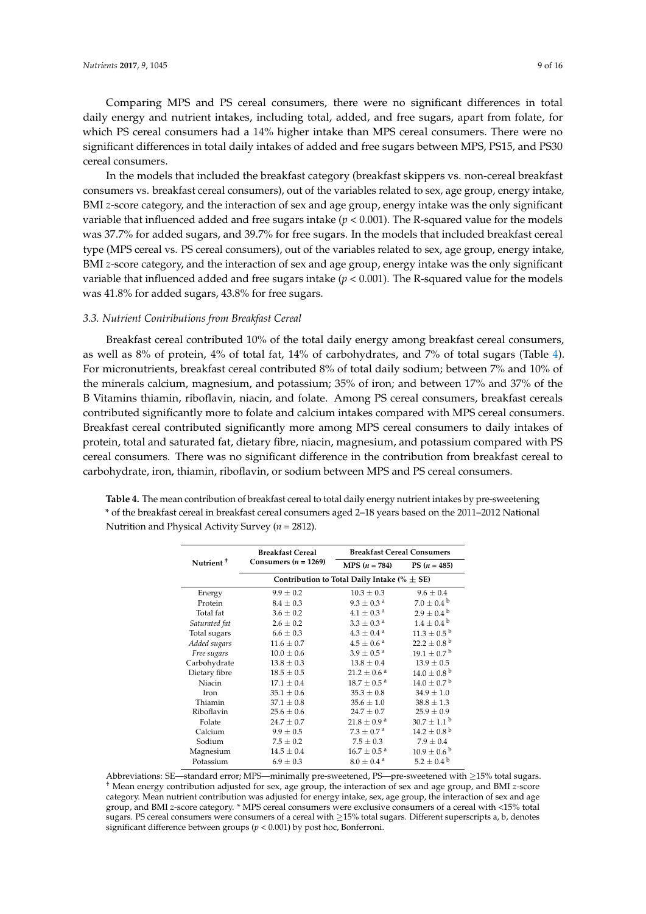Comparing MPS and PS cereal consumers, there were no significant differences in total daily energy and nutrient intakes, including total, added, and free sugars, apart from folate, for which PS cereal consumers had a 14% higher intake than MPS cereal consumers. There were no significant differences in total daily intakes of added and free sugars between MPS, PS15, and PS30 cereal consumers.

In the models that included the breakfast category (breakfast skippers vs. non-cereal breakfast consumers vs. breakfast cereal consumers), out of the variables related to sex, age group, energy intake, BMI *z*-score category, and the interaction of sex and age group, energy intake was the only significant variable that influenced added and free sugars intake ($p < 0.001$). The R-squared value for the models was 37.7% for added sugars, and 39.7% for free sugars. In the models that included breakfast cereal type (MPS cereal vs. PS cereal consumers), out of the variables related to sex, age group, energy intake, BMI *z*-score category, and the interaction of sex and age group, energy intake was the only significant variable that influenced added and free sugars intake ($p < 0.001$). The R-squared value for the models was 41.8% for added sugars, 43.8% for free sugars.

### 3.3. Nutrient Contributions from Breakfast Cereal

Breakfast cereal contributed 10% of the total daily energy among breakfast cereal consumers, as well as 8% of protein, 4% of total fat, 14% of carbohydrates, and 7% of total sugars (Table 4). For micronutrients, breakfast cereal contributed 8% of total daily sodium; between 7% and 10% of the minerals calcium, magnesium, and potassium; 35% of iron; and between 17% and 37% of the B Vitamins thiamin, riboflavin, niacin, and folate. Among PS cereal consumers, breakfast cereals contributed significantly more to folate and calcium intakes compared with MPS cereal consumers. Breakfast cereal contributed significantly more among MPS cereal consumers to daily intakes of protein, total and saturated fat, dietary fibre, niacin, magnesium, and potassium compared with PS cereal consumers. There was no significant difference in the contribution from breakfast cereal to carbohydrate, iron, thiamin, riboflavin, or sodium between MPS and PS cereal consumers.

**Table 4.** The mean contribution of breakfast cereal to total daily energy nutrient intakes by pre-sweetening * of the breakfast cereal in breakfast cereal consumers aged 2–18 years based on the 2011–2012 National Nutrition and Physical Activity Survey ($n = 2812$).

| Nutrient † | Breakfast Cereal Consumers ($n = 1269$) | Breakfast Cereal Consumers | |
|---|---|---|---|
| | | MPS ($n = 784$) | PS ($n = 485$) |
| | Contribution to Total Daily Intake (% ± SE) | | |
| Energy | 9.9 ± 0.2 | 10.3 ± 0.3 | 9.6 ± 0.4 |
| Protein | 8.4 ± 0.3 | 9.3 ± 0.3 [a] | 7.0 ± 0.4 [b] |
| Total fat | 3.6 ± 0.2 | 4.1 ± 0.3 [a] | 2.9 ± 0.4 [b] |
| *Saturated fat* | 2.6 ± 0.2 | 3.3 ± 0.3 [a] | 1.4 ± 0.4 [b] |
| Total sugars | 6.6 ± 0.3 | 4.3 ± 0.4 [a] | 11.3 ± 0.5 [b] |
| *Added sugars* | 11.6 ± 0.7 | 4.5 ± 0.6 [a] | 22.2 ± 0.8 [b] |
| *Free sugars* | 10.0 ± 0.6 | 3.9 ± 0.5 [a] | 19.1 ± 0.7 [b] |
| Carbohydrate | 13.8 ± 0.3 | 13.8 ± 0.4 | 13.9 ± 0.5 |
| Dietary fibre | 18.5 ± 0.5 | 21.2 ± 0.6 [a] | 14.0 ± 0.8 [b] |
| Niacin | 17.1 ± 0.4 | 18.7 ± 0.5 [a] | 14.0 ± 0.7 [b] |
| Iron | 35.1 ± 0.6 | 35.3 ± 0.8 | 34.9 ± 1.0 |
| Thiamin | 37.1 ± 0.8 | 35.6 ± 1.0 | 38.8 ± 1.3 |
| Riboflavin | 25.6 ± 0.6 | 24.7 ± 0.7 | 25.9 ± 0.9 |
| Folate | 24.7 ± 0.7 | 21.8 ± 0.9 [a] | 30.7 ± 1.1 [b] |
| Calcium | 9.9 ± 0.5 | 7.3 ± 0.7 [a] | 14.2 ± 0.8 [b] |
| Sodium | 7.5 ± 0.2 | 7.5 ± 0.3 | 7.9 ± 0.4 |
| Magnesium | 14.5 ± 0.4 | 16.7 ± 0.5 [a] | 10.9 ± 0.6 [b] |
| Potassium | 6.9 ± 0.3 | 8.0 ± 0.4 [a] | 5.2 ± 0.4 [b] |

Abbreviations: SE—standard error; MPS—minimally pre-sweetened, PS—pre-sweetened with ≥15% total sugars. † Mean energy contribution adjusted for sex, age group, the interaction of sex and age group, and BMI *z*-score category. Mean nutrient contribution was adjusted for energy intake, sex, age group, the interaction of sex and age group, and BMI *z*-score category. * MPS cereal consumers were exclusive consumers of a cereal with <15% total sugars. PS cereal consumers were consumers of a cereal with ≥15% total sugars. Different superscripts a, b, denotes significant difference between groups ($p < 0.001$) by post hoc, Bonferroni.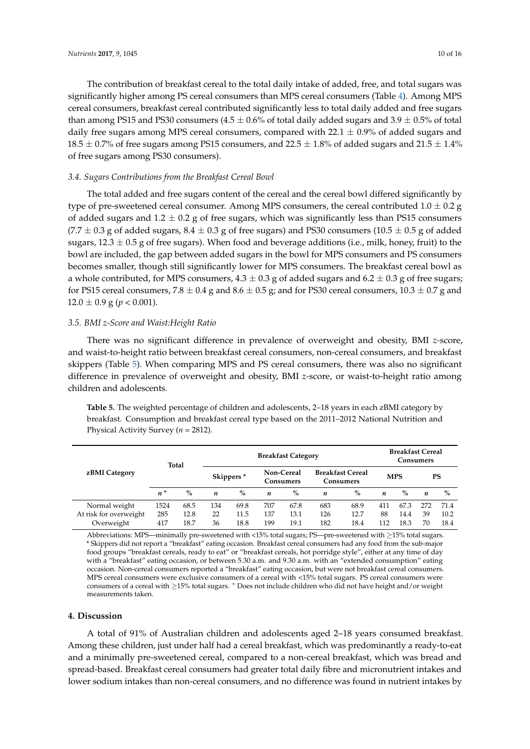The contribution of breakfast cereal to the total daily intake of added, free, and total sugars was significantly higher among PS cereal consumers than MPS cereal consumers (Table 4). Among MPS cereal consumers, breakfast cereal contributed significantly less to total daily added and free sugars than among PS15 and PS30 consumers (4.5 ± 0.6% of total daily added sugars and 3.9 ± 0.5% of total daily free sugars among MPS cereal consumers, compared with 22.1 ± 0.9% of added sugars and 18.5 ± 0.7% of free sugars among PS15 consumers, and 22.5 ± 1.8% of added sugars and 21.5 ± 1.4% of free sugars among PS30 consumers).

### 3.4. Sugars Contributions from the Breakfast Cereal Bowl

The total added and free sugars content of the cereal and the cereal bowl differed significantly by type of pre-sweetened cereal consumer. Among MPS consumers, the cereal contributed 1.0 ± 0.2 g of added sugars and 1.2 ± 0.2 g of free sugars, which was significantly less than PS15 consumers (7.7 ± 0.3 g of added sugars, 8.4 ± 0.3 g of free sugars) and PS30 consumers (10.5 ± 0.5 g of added sugars, 12.3 ± 0.5 g of free sugars). When food and beverage additions (i.e., milk, honey, fruit) to the bowl are included, the gap between added sugars in the bowl for MPS consumers and PS consumers becomes smaller, though still significantly lower for MPS consumers. The breakfast cereal bowl as a whole contributed, for MPS consumers, 4.3 ± 0.3 g of added sugars and 6.2 ± 0.3 g of free sugars; for PS15 cereal consumers, 7.8 ± 0.4 g and 8.6 ± 0.5 g; and for PS30 cereal consumers, 10.3 ± 0.7 g and 12.0 ± 0.9 g ($p < 0.001$).

### 3.5. BMI z-Score and Waist:Height Ratio

There was no significant difference in prevalence of overweight and obesity, BMI *z*-score, and waist-to-height ratio between breakfast cereal consumers, non-cereal consumers, and breakfast skippers (Table 5). When comparing MPS and PS cereal consumers, there was also no significant difference in prevalence of overweight and obesity, BMI *z*-score, or waist-to-height ratio among children and adolescents.

**Table 5.** The weighted percentage of children and adolescents, 2–18 years in each zBMI category by breakfast. Consumption and breakfast cereal type based on the 2011–2012 National Nutrition and Physical Activity Survey ($n$ = 2812).

| zBMI Category | Total | | Breakfast Category | | | | | | Breakfast Cereal Consumers | | | |
|---|---|---|---|---|---|---|---|---|---|---|---|---|
| | | | Skippers * | | Non-Cereal Consumers | | Breakfast Cereal Consumers | | MPS | | PS | |
| | $n$ + | % | $n$ | % | $n$ | % | $n$ | % | $n$ | % | $n$ | % |
| Normal weight | 1524 | 68.5 | 134 | 69.8 | 707 | 67.8 | 683 | 68.9 | 411 | 67.3 | 272 | 71.4 |
| At risk for overweight | 285 | 12.8 | 22 | 11.5 | 137 | 13.1 | 126 | 12.7 | 88 | 14.4 | 39 | 10.2 |
| Overweight | 417 | 18.7 | 36 | 18.8 | 199 | 19.1 | 182 | 18.4 | 112 | 18.3 | 70 | 18.4 |

Abbreviations: MPS—minimally pre-sweetened with <15% total sugars; PS—pre-sweetened with ≥15% total sugars. * Skippers did not report a "breakfast" eating occasion. Breakfast cereal consumers had any food from the sub-major food groups "breakfast cereals, ready to eat" or "breakfast cereals, hot porridge style", either at any time of day with a "breakfast" eating occasion, or between 5.30 a.m. and 9.30 a.m. with an "extended consumption" eating occasion. Non-cereal consumers reported a "breakfast" eating occasion, but were not breakfast cereal consumers. MPS cereal consumers were exclusive consumers of a cereal with <15% total sugars. PS cereal consumers were consumers of a cereal with ≥15% total sugars. + Does not include children who did not have height and/or weight measurements taken.

## 4. Discussion

A total of 91% of Australian children and adolescents aged 2–18 years consumed breakfast. Among these children, just under half had a cereal breakfast, which was predominantly a ready-to-eat and a minimally pre-sweetened cereal, compared to a non-cereal breakfast, which was bread and spread-based. Breakfast cereal consumers had greater total daily fibre and micronutrient intakes and lower sodium intakes than non-cereal consumers, and no difference was found in nutrient intakes by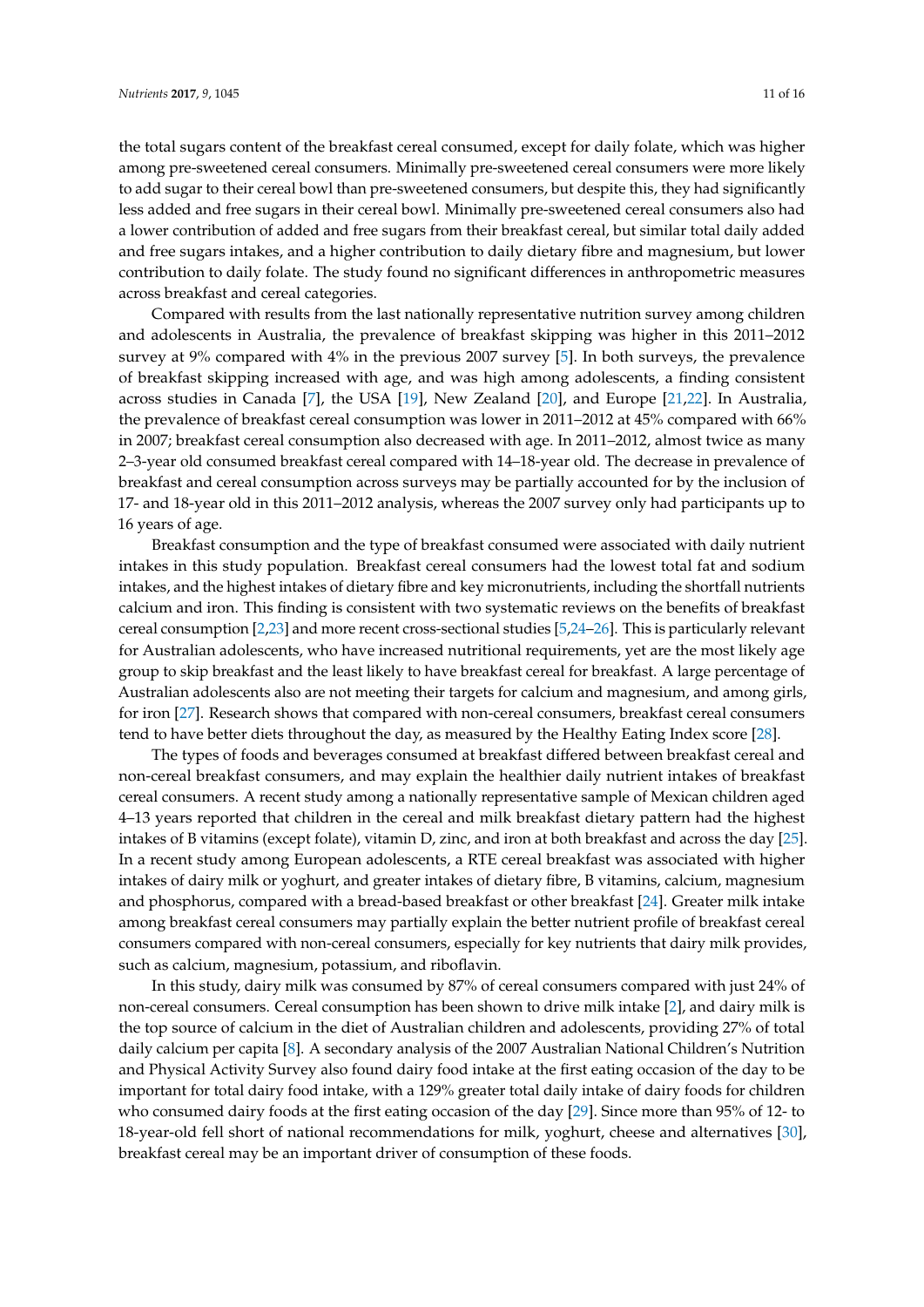the total sugars content of the breakfast cereal consumed, except for daily folate, which was higher among pre-sweetened cereal consumers. Minimally pre-sweetened cereal consumers were more likely to add sugar to their cereal bowl than pre-sweetened consumers, but despite this, they had significantly less added and free sugars in their cereal bowl. Minimally pre-sweetened cereal consumers also had a lower contribution of added and free sugars from their breakfast cereal, but similar total daily added and free sugars intakes, and a higher contribution to daily dietary fibre and magnesium, but lower contribution to daily folate. The study found no significant differences in anthropometric measures across breakfast and cereal categories.

Compared with results from the last nationally representative nutrition survey among children and adolescents in Australia, the prevalence of breakfast skipping was higher in this 2011–2012 survey at 9% compared with 4% in the previous 2007 survey [5]. In both surveys, the prevalence of breakfast skipping increased with age, and was high among adolescents, a finding consistent across studies in Canada [7], the USA [19], New Zealand [20], and Europe [21,22]. In Australia, the prevalence of breakfast cereal consumption was lower in 2011–2012 at 45% compared with 66% in 2007; breakfast cereal consumption also decreased with age. In 2011–2012, almost twice as many 2–3-year old consumed breakfast cereal compared with 14–18-year old. The decrease in prevalence of breakfast and cereal consumption across surveys may be partially accounted for by the inclusion of 17- and 18-year old in this 2011–2012 analysis, whereas the 2007 survey only had participants up to 16 years of age.

Breakfast consumption and the type of breakfast consumed were associated with daily nutrient intakes in this study population. Breakfast cereal consumers had the lowest total fat and sodium intakes, and the highest intakes of dietary fibre and key micronutrients, including the shortfall nutrients calcium and iron. This finding is consistent with two systematic reviews on the benefits of breakfast cereal consumption [2,23] and more recent cross-sectional studies [5,24–26]. This is particularly relevant for Australian adolescents, who have increased nutritional requirements, yet are the most likely age group to skip breakfast and the least likely to have breakfast cereal for breakfast. A large percentage of Australian adolescents also are not meeting their targets for calcium and magnesium, and among girls, for iron [27]. Research shows that compared with non-cereal consumers, breakfast cereal consumers tend to have better diets throughout the day, as measured by the Healthy Eating Index score [28].

The types of foods and beverages consumed at breakfast differed between breakfast cereal and non-cereal breakfast consumers, and may explain the healthier daily nutrient intakes of breakfast cereal consumers. A recent study among a nationally representative sample of Mexican children aged 4–13 years reported that children in the cereal and milk breakfast dietary pattern had the highest intakes of B vitamins (except folate), vitamin D, zinc, and iron at both breakfast and across the day [25]. In a recent study among European adolescents, a RTE cereal breakfast was associated with higher intakes of dairy milk or yoghurt, and greater intakes of dietary fibre, B vitamins, calcium, magnesium and phosphorus, compared with a bread-based breakfast or other breakfast [24]. Greater milk intake among breakfast cereal consumers may partially explain the better nutrient profile of breakfast cereal consumers compared with non-cereal consumers, especially for key nutrients that dairy milk provides, such as calcium, magnesium, potassium, and riboflavin.

In this study, dairy milk was consumed by 87% of cereal consumers compared with just 24% of non-cereal consumers. Cereal consumption has been shown to drive milk intake [2], and dairy milk is the top source of calcium in the diet of Australian children and adolescents, providing 27% of total daily calcium per capita [8]. A secondary analysis of the 2007 Australian National Children's Nutrition and Physical Activity Survey also found dairy food intake at the first eating occasion of the day to be important for total dairy food intake, with a 129% greater total daily intake of dairy foods for children who consumed dairy foods at the first eating occasion of the day [29]. Since more than 95% of 12- to 18-year-old fell short of national recommendations for milk, yoghurt, cheese and alternatives [30], breakfast cereal may be an important driver of consumption of these foods.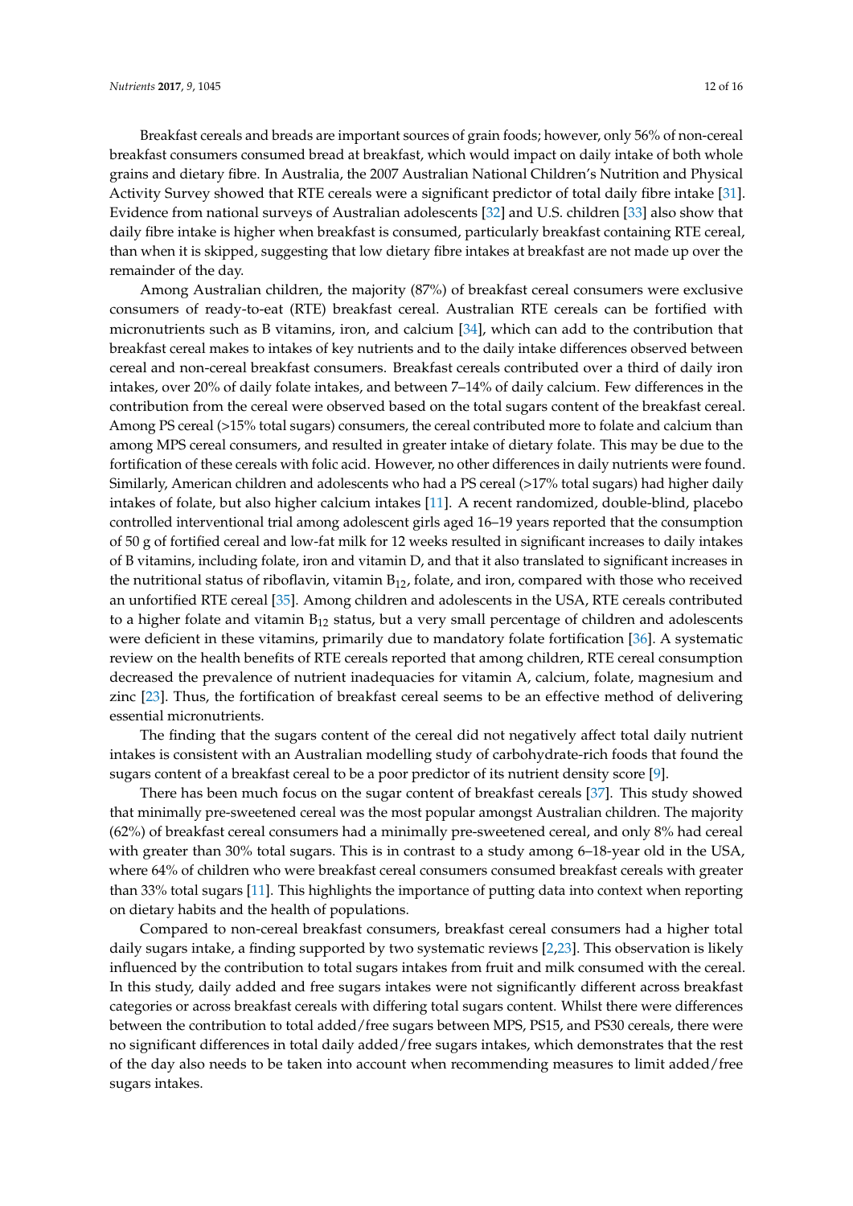Breakfast cereals and breads are important sources of grain foods; however, only 56% of non-cereal breakfast consumers consumed bread at breakfast, which would impact on daily intake of both whole grains and dietary fibre. In Australia, the 2007 Australian National Children's Nutrition and Physical Activity Survey showed that RTE cereals were a significant predictor of total daily fibre intake [31]. Evidence from national surveys of Australian adolescents [32] and U.S. children [33] also show that daily fibre intake is higher when breakfast is consumed, particularly breakfast containing RTE cereal, than when it is skipped, suggesting that low dietary fibre intakes at breakfast are not made up over the remainder of the day.

Among Australian children, the majority (87%) of breakfast cereal consumers were exclusive consumers of ready-to-eat (RTE) breakfast cereal. Australian RTE cereals can be fortified with micronutrients such as B vitamins, iron, and calcium [34], which can add to the contribution that breakfast cereal makes to intakes of key nutrients and to the daily intake differences observed between cereal and non-cereal breakfast consumers. Breakfast cereals contributed over a third of daily iron intakes, over 20% of daily folate intakes, and between 7–14% of daily calcium. Few differences in the contribution from the cereal were observed based on the total sugars content of the breakfast cereal. Among PS cereal (>15% total sugars) consumers, the cereal contributed more to folate and calcium than among MPS cereal consumers, and resulted in greater intake of dietary folate. This may be due to the fortification of these cereals with folic acid. However, no other differences in daily nutrients were found. Similarly, American children and adolescents who had a PS cereal (>17% total sugars) had higher daily intakes of folate, but also higher calcium intakes [11]. A recent randomized, double-blind, placebo controlled interventional trial among adolescent girls aged 16–19 years reported that the consumption of 50 g of fortified cereal and low-fat milk for 12 weeks resulted in significant increases to daily intakes of B vitamins, including folate, iron and vitamin D, and that it also translated to significant increases in the nutritional status of riboflavin, vitamin $B_{12}$, folate, and iron, compared with those who received an unfortified RTE cereal [35]. Among children and adolescents in the USA, RTE cereals contributed to a higher folate and vitamin $B_{12}$ status, but a very small percentage of children and adolescents were deficient in these vitamins, primarily due to mandatory folate fortification [36]. A systematic review on the health benefits of RTE cereals reported that among children, RTE cereal consumption decreased the prevalence of nutrient inadequacies for vitamin A, calcium, folate, magnesium and zinc [23]. Thus, the fortification of breakfast cereal seems to be an effective method of delivering essential micronutrients.

The finding that the sugars content of the cereal did not negatively affect total daily nutrient intakes is consistent with an Australian modelling study of carbohydrate-rich foods that found the sugars content of a breakfast cereal to be a poor predictor of its nutrient density score [9].

There has been much focus on the sugar content of breakfast cereals [37]. This study showed that minimally pre-sweetened cereal was the most popular amongst Australian children. The majority (62%) of breakfast cereal consumers had a minimally pre-sweetened cereal, and only 8% had cereal with greater than 30% total sugars. This is in contrast to a study among 6–18-year old in the USA, where 64% of children who were breakfast cereal consumers consumed breakfast cereals with greater than 33% total sugars [11]. This highlights the importance of putting data into context when reporting on dietary habits and the health of populations.

Compared to non-cereal breakfast consumers, breakfast cereal consumers had a higher total daily sugars intake, a finding supported by two systematic reviews [2,23]. This observation is likely influenced by the contribution to total sugars intakes from fruit and milk consumed with the cereal. In this study, daily added and free sugars intakes were not significantly different across breakfast categories or across breakfast cereals with differing total sugars content. Whilst there were differences between the contribution to total added/free sugars between MPS, PS15, and PS30 cereals, there were no significant differences in total daily added/free sugars intakes, which demonstrates that the rest of the day also needs to be taken into account when recommending measures to limit added/free sugars intakes.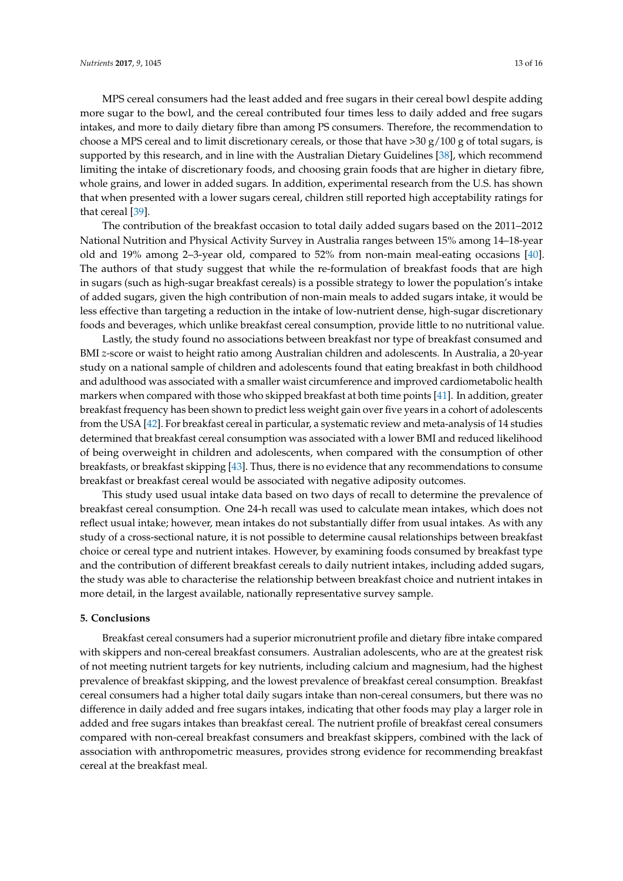MPS cereal consumers had the least added and free sugars in their cereal bowl despite adding more sugar to the bowl, and the cereal contributed four times less to daily added and free sugars intakes, and more to daily dietary fibre than among PS consumers. Therefore, the recommendation to choose a MPS cereal and to limit discretionary cereals, or those that have >30 g/100 g of total sugars, is supported by this research, and in line with the Australian Dietary Guidelines [38], which recommend limiting the intake of discretionary foods, and choosing grain foods that are higher in dietary fibre, whole grains, and lower in added sugars. In addition, experimental research from the U.S. has shown that when presented with a lower sugars cereal, children still reported high acceptability ratings for that cereal [39].

The contribution of the breakfast occasion to total daily added sugars based on the 2011–2012 National Nutrition and Physical Activity Survey in Australia ranges between 15% among 14–18-year old and 19% among 2–3-year old, compared to 52% from non-main meal-eating occasions [40]. The authors of that study suggest that while the re-formulation of breakfast foods that are high in sugars (such as high-sugar breakfast cereals) is a possible strategy to lower the population's intake of added sugars, given the high contribution of non-main meals to added sugars intake, it would be less effective than targeting a reduction in the intake of low-nutrient dense, high-sugar discretionary foods and beverages, which unlike breakfast cereal consumption, provide little to no nutritional value.

Lastly, the study found no associations between breakfast nor type of breakfast consumed and BMI *z*-score or waist to height ratio among Australian children and adolescents. In Australia, a 20-year study on a national sample of children and adolescents found that eating breakfast in both childhood and adulthood was associated with a smaller waist circumference and improved cardiometabolic health markers when compared with those who skipped breakfast at both time points [41]. In addition, greater breakfast frequency has been shown to predict less weight gain over five years in a cohort of adolescents from the USA [42]. For breakfast cereal in particular, a systematic review and meta-analysis of 14 studies determined that breakfast cereal consumption was associated with a lower BMI and reduced likelihood of being overweight in children and adolescents, when compared with the consumption of other breakfasts, or breakfast skipping [43]. Thus, there is no evidence that any recommendations to consume breakfast or breakfast cereal would be associated with negative adiposity outcomes.

This study used usual intake data based on two days of recall to determine the prevalence of breakfast cereal consumption. One 24-h recall was used to calculate mean intakes, which does not reflect usual intake; however, mean intakes do not substantially differ from usual intakes. As with any study of a cross-sectional nature, it is not possible to determine causal relationships between breakfast choice or cereal type and nutrient intakes. However, by examining foods consumed by breakfast type and the contribution of different breakfast cereals to daily nutrient intakes, including added sugars, the study was able to characterise the relationship between breakfast choice and nutrient intakes in more detail, in the largest available, nationally representative survey sample.

## 5. Conclusions

Breakfast cereal consumers had a superior micronutrient profile and dietary fibre intake compared with skippers and non-cereal breakfast consumers. Australian adolescents, who are at the greatest risk of not meeting nutrient targets for key nutrients, including calcium and magnesium, had the highest prevalence of breakfast skipping, and the lowest prevalence of breakfast cereal consumption. Breakfast cereal consumers had a higher total daily sugars intake than non-cereal consumers, but there was no difference in daily added and free sugars intakes, indicating that other foods may play a larger role in added and free sugars intakes than breakfast cereal. The nutrient profile of breakfast cereal consumers compared with non-cereal breakfast consumers and breakfast skippers, combined with the lack of association with anthropometric measures, provides strong evidence for recommending breakfast cereal at the breakfast meal.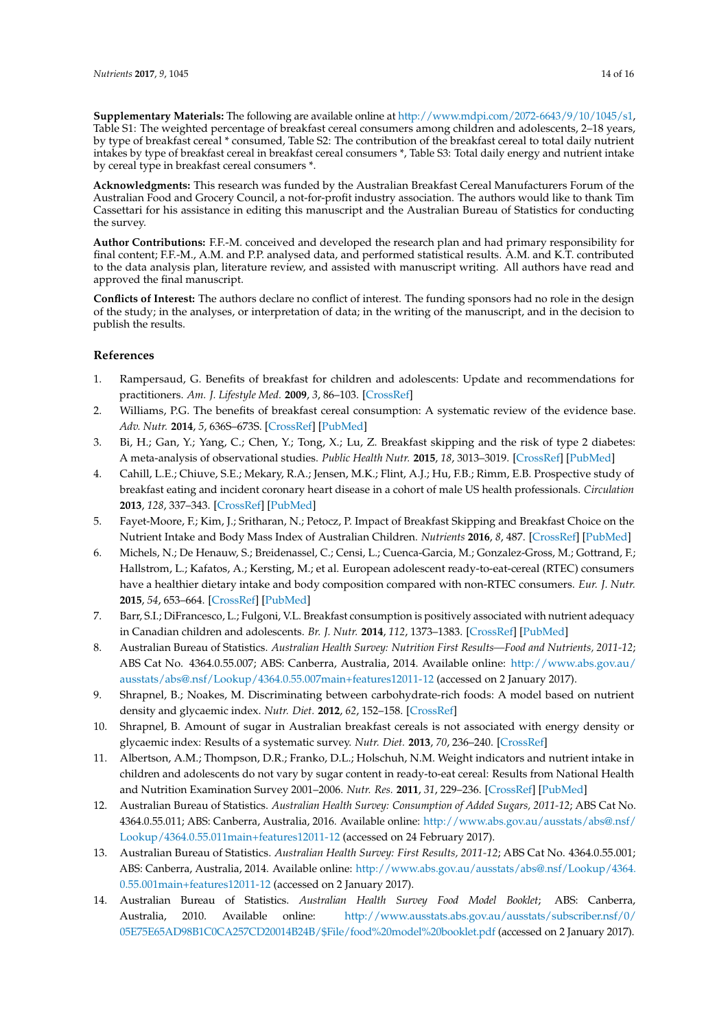**Supplementary Materials:** The following are available online at http://www.mdpi.com/2072-6643/9/10/1045/s1, Table S1: The weighted percentage of breakfast cereal consumers among children and adolescents, 2–18 years, by type of breakfast cereal * consumed, Table S2: The contribution of the breakfast cereal to total daily nutrient intakes by type of breakfast cereal in breakfast cereal consumers *, Table S3: Total daily energy and nutrient intake by cereal type in breakfast cereal consumers *.

**Acknowledgments:** This research was funded by the Australian Breakfast Cereal Manufacturers Forum of the Australian Food and Grocery Council, a not-for-profit industry association. The authors would like to thank Tim Cassettari for his assistance in editing this manuscript and the Australian Bureau of Statistics for conducting the survey.

**Author Contributions:** F.F.-M. conceived and developed the research plan and had primary responsibility for final content; F.F.-M., A.M. and P.P. analysed data, and performed statistical results. A.M. and K.T. contributed to the data analysis plan, literature review, and assisted with manuscript writing. All authors have read and approved the final manuscript.

**Conflicts of Interest:** The authors declare no conflict of interest. The funding sponsors had no role in the design of the study; in the analyses, or interpretation of data; in the writing of the manuscript, and in the decision to publish the results.

## References

1. Rampersaud, G. Benefits of breakfast for children and adolescents: Update and recommendations for practitioners. *Am. J. Lifestyle Med.* **2009**, *3*, 86–103. [CrossRef]
2. Williams, P.G. The benefits of breakfast cereal consumption: A systematic review of the evidence base. *Adv. Nutr.* **2014**, *5*, 636S–673S. [CrossRef] [PubMed]
3. Bi, H.; Gan, Y.; Yang, C.; Chen, Y.; Tong, X.; Lu, Z. Breakfast skipping and the risk of type 2 diabetes: A meta-analysis of observational studies. *Public Health Nutr.* **2015**, *18*, 3013–3019. [CrossRef] [PubMed]
4. Cahill, L.E.; Chiuve, S.E.; Mekary, R.A.; Jensen, M.K.; Flint, A.J.; Hu, F.B.; Rimm, E.B. Prospective study of breakfast eating and incident coronary heart disease in a cohort of male US health professionals. *Circulation* **2013**, *128*, 337–343. [CrossRef] [PubMed]
5. Fayet-Moore, F.; Kim, J.; Sritharan, N.; Petocz, P. Impact of Breakfast Skipping and Breakfast Choice on the Nutrient Intake and Body Mass Index of Australian Children. *Nutrients* **2016**, *8*, 487. [CrossRef] [PubMed]
6. Michels, N.; De Henauw, S.; Breidenassel, C.; Censi, L.; Cuenca-Garcia, M.; Gonzalez-Gross, M.; Gottrand, F.; Hallstrom, L.; Kafatos, A.; Kersting, M.; et al. European adolescent ready-to-eat-cereal (RTEC) consumers have a healthier dietary intake and body composition compared with non-RTEC consumers. *Eur. J. Nutr.* **2015**, *54*, 653–664. [CrossRef] [PubMed]
7. Barr, S.I.; DiFrancesco, L.; Fulgoni, V.L. Breakfast consumption is positively associated with nutrient adequacy in Canadian children and adolescents. *Br. J. Nutr.* **2014**, *112*, 1373–1383. [CrossRef] [PubMed]
8. Australian Bureau of Statistics. *Australian Health Survey: Nutrition First Results—Food and Nutrients, 2011-12*; ABS Cat No. 4364.0.55.007; ABS: Canberra, Australia, 2014. Available online: http://www.abs.gov.au/ausstats/abs@.nsf/Lookup/4364.0.55.007main+features12011-12 (accessed on 2 January 2017).
9. Shrapnel, B.; Noakes, M. Discriminating between carbohydrate-rich foods: A model based on nutrient density and glycaemic index. *Nutr. Diet.* **2012**, *62*, 152–158. [CrossRef]
10. Shrapnel, B. Amount of sugar in Australian breakfast cereals is not associated with energy density or glycaemic index: Results of a systematic survey. *Nutr. Diet.* **2013**, *70*, 236–240. [CrossRef]
11. Albertson, A.M.; Thompson, D.R.; Franko, D.L.; Holschuh, N.M. Weight indicators and nutrient intake in children and adolescents do not vary by sugar content in ready-to-eat cereal: Results from National Health and Nutrition Examination Survey 2001–2006. *Nutr. Res.* **2011**, *31*, 229–236. [CrossRef] [PubMed]
12. Australian Bureau of Statistics. *Australian Health Survey: Consumption of Added Sugars, 2011-12*; ABS Cat No. 4364.0.55.011; ABS: Canberra, Australia, 2016. Available online: http://www.abs.gov.au/ausstats/abs@.nsf/Lookup/4364.0.55.011main+features12011-12 (accessed on 24 February 2017).
13. Australian Bureau of Statistics. *Australian Health Survey: First Results, 2011-12*; ABS Cat No. 4364.0.55.001; ABS: Canberra, Australia, 2014. Available online: http://www.abs.gov.au/ausstats/abs@.nsf/Lookup/4364.0.55.001main+features12011-12 (accessed on 2 January 2017).
14. Australian Bureau of Statistics. *Australian Health Survey Food Model Booklet*; ABS: Canberra, Australia, 2010. Available online: http://www.ausstats.abs.gov.au/ausstats/subscriber.nsf/0/05E75E65AD98B1C0CA257CD20014B24B/$File/food%20model%20booklet.pdf (accessed on 2 January 2017).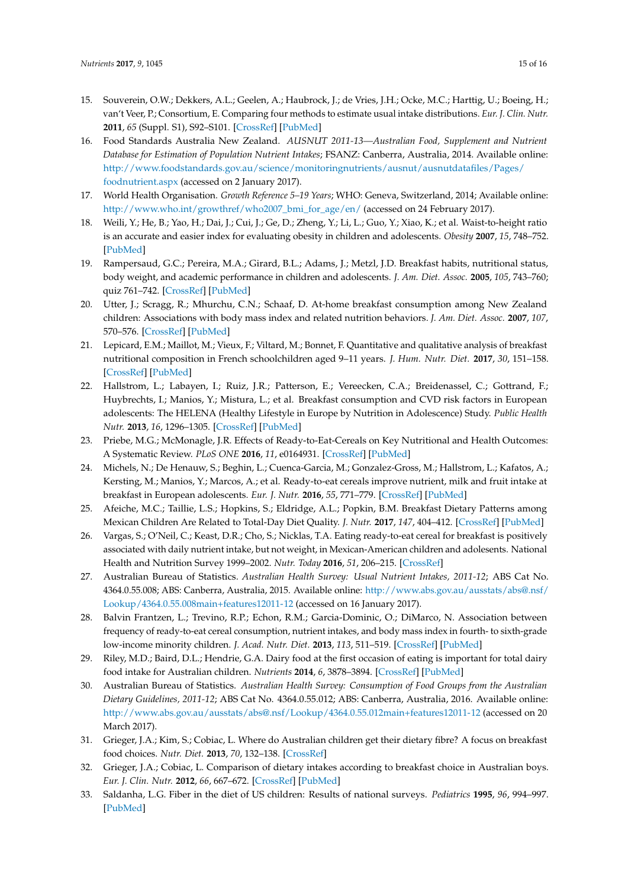15. Souverein, O.W.; Dekkers, A.L.; Geelen, A.; Haubrock, J.; de Vries, J.H.; Ocke, M.C.; Harttig, U.; Boeing, H.; van't Veer, P.; Consortium, E. Comparing four methods to estimate usual intake distributions. *Eur. J. Clin. Nutr.* **2011**, *65* (Suppl. S1), S92–S101. [CrossRef] [PubMed]
16. Food Standards Australia New Zealand. *AUSNUT 2011-13—Australian Food, Supplement and Nutrient Database for Estimation of Population Nutrient Intakes*; FSANZ: Canberra, Australia, 2014. Available online: http://www.foodstandards.gov.au/science/monitoringnutrients/ausnut/ausnutdatafiles/Pages/foodnutrient.aspx (accessed on 2 January 2017).
17. World Health Organisation. *Growth Reference 5–19 Years*; WHO: Geneva, Switzerland, 2014; Available online: http://www.who.int/growthref/who2007_bmi_for_age/en/ (accessed on 24 February 2017).
18. Weili, Y.; He, B.; Yao, H.; Dai, J.; Cui, J.; Ge, D.; Zheng, Y.; Li, L.; Guo, Y.; Xiao, K.; et al. Waist-to-height ratio is an accurate and easier index for evaluating obesity in children and adolescents. *Obesity* **2007**, *15*, 748–752. [PubMed]
19. Rampersaud, G.C.; Pereira, M.A.; Girard, B.L.; Adams, J.; Metzl, J.D. Breakfast habits, nutritional status, body weight, and academic performance in children and adolescents. *J. Am. Diet. Assoc.* **2005**, *105*, 743–760; quiz 761–742. [CrossRef] [PubMed]
20. Utter, J.; Scragg, R.; Mhurchu, C.N.; Schaaf, D. At-home breakfast consumption among New Zealand children: Associations with body mass index and related nutrition behaviors. *J. Am. Diet. Assoc.* **2007**, *107*, 570–576. [CrossRef] [PubMed]
21. Lepicard, E.M.; Maillot, M.; Vieux, F.; Viltard, M.; Bonnet, F. Quantitative and qualitative analysis of breakfast nutritional composition in French schoolchildren aged 9–11 years. *J. Hum. Nutr. Diet.* **2017**, *30*, 151–158. [CrossRef] [PubMed]
22. Hallstrom, L.; Labayen, I.; Ruiz, J.R.; Patterson, E.; Vereecken, C.A.; Breidenassel, C.; Gottrand, F.; Huybrechts, I.; Manios, Y.; Mistura, L.; et al. Breakfast consumption and CVD risk factors in European adolescents: The HELENA (Healthy Lifestyle in Europe by Nutrition in Adolescence) Study. *Public Health Nutr.* **2013**, *16*, 1296–1305. [CrossRef] [PubMed]
23. Priebe, M.G.; McMonagle, J.R. Effects of Ready-to-Eat-Cereals on Key Nutritional and Health Outcomes: A Systematic Review. *PLoS ONE* **2016**, *11*, e0164931. [CrossRef] [PubMed]
24. Michels, N.; De Henauw, S.; Beghin, L.; Cuenca-Garcia, M.; Gonzalez-Gross, M.; Hallstrom, L.; Kafatos, A.; Kersting, M.; Manios, Y.; Marcos, A.; et al. Ready-to-eat cereals improve nutrient, milk and fruit intake at breakfast in European adolescents. *Eur. J. Nutr.* **2016**, *55*, 771–779. [CrossRef] [PubMed]
25. Afeiche, M.C.; Taillie, L.S.; Hopkins, S.; Eldridge, A.L.; Popkin, B.M. Breakfast Dietary Patterns among Mexican Children Are Related to Total-Day Diet Quality. *J. Nutr.* **2017**, *147*, 404–412. [CrossRef] [PubMed]
26. Vargas, S.; O'Neil, C.; Keast, D.R.; Cho, S.; Nicklas, T.A. Eating ready-to-eat cereal for breakfast is positively associated with daily nutrient intake, but not weight, in Mexican-American children and adolesents. National Health and Nutrition Survey 1999–2002. *Nutr. Today* **2016**, *51*, 206–215. [CrossRef]
27. Australian Bureau of Statistics. *Australian Health Survey: Usual Nutrient Intakes, 2011-12*; ABS Cat No. 4364.0.55.008; ABS: Canberra, Australia, 2015. Available online: http://www.abs.gov.au/ausstats/abs@.nsf/Lookup/4364.0.55.008main+features12011-12 (accessed on 16 January 2017).
28. Balvin Frantzen, L.; Trevino, R.P.; Echon, R.M.; Garcia-Dominic, O.; DiMarco, N. Association between frequency of ready-to-eat cereal consumption, nutrient intakes, and body mass index in fourth- to sixth-grade low-income minority children. *J. Acad. Nutr. Diet.* **2013**, *113*, 511–519. [CrossRef] [PubMed]
29. Riley, M.D.; Baird, D.L.; Hendrie, G.A. Dairy food at the first occasion of eating is important for total dairy food intake for Australian children. *Nutrients* **2014**, *6*, 3878–3894. [CrossRef] [PubMed]
30. Australian Bureau of Statistics. *Australian Health Survey: Consumption of Food Groups from the Australian Dietary Guidelines, 2011-12*; ABS Cat No. 4364.0.55.012; ABS: Canberra, Australia, 2016. Available online: http://www.abs.gov.au/ausstats/abs@.nsf/Lookup/4364.0.55.012main+features12011-12 (accessed on 20 March 2017).
31. Grieger, J.A.; Kim, S.; Cobiac, L. Where do Australian children get their dietary fibre? A focus on breakfast food choices. *Nutr. Diet.* **2013**, *70*, 132–138. [CrossRef]
32. Grieger, J.A.; Cobiac, L. Comparison of dietary intakes according to breakfast choice in Australian boys. *Eur. J. Clin. Nutr.* **2012**, *66*, 667–672. [CrossRef] [PubMed]
33. Saldanha, L.G. Fiber in the diet of US children: Results of national surveys. *Pediatrics* **1995**, *96*, 994–997. [PubMed]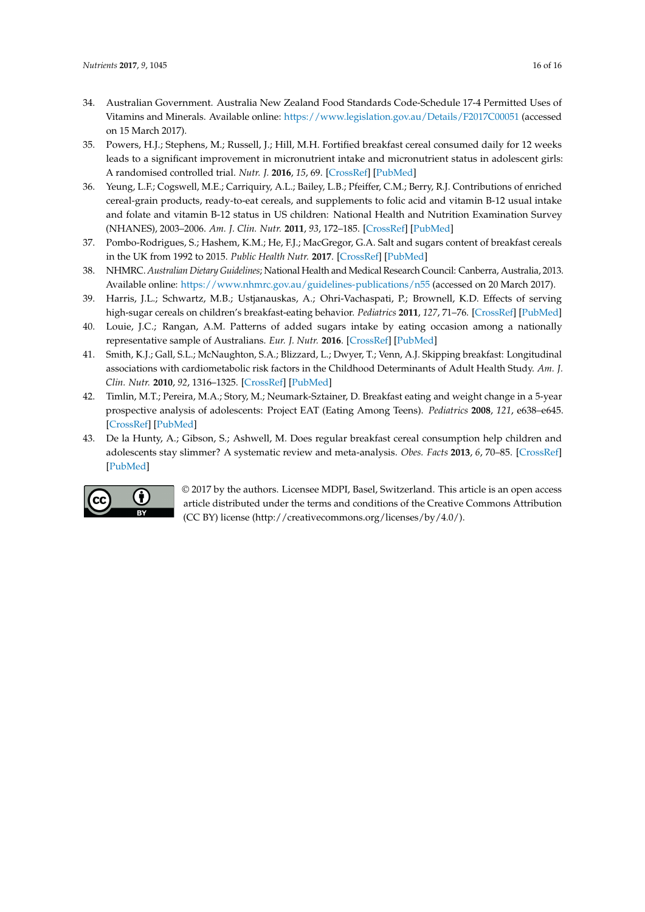34. Australian Government. Australia New Zealand Food Standards Code-Schedule 17-4 Permitted Uses of Vitamins and Minerals. Available online: https://www.legislation.gov.au/Details/F2017C00051 (accessed on 15 March 2017).
35. Powers, H.J.; Stephens, M.; Russell, J.; Hill, M.H. Fortified breakfast cereal consumed daily for 12 weeks leads to a significant improvement in micronutrient intake and micronutrient status in adolescent girls: A randomised controlled trial. *Nutr. J.* **2016**, *15*, 69. [CrossRef] [PubMed]
36. Yeung, L.F.; Cogswell, M.E.; Carriquiry, A.L.; Bailey, L.B.; Pfeiffer, C.M.; Berry, R.J. Contributions of enriched cereal-grain products, ready-to-eat cereals, and supplements to folic acid and vitamin B-12 usual intake and folate and vitamin B-12 status in US children: National Health and Nutrition Examination Survey (NHANES), 2003–2006. *Am. J. Clin. Nutr.* **2011**, *93*, 172–185. [CrossRef] [PubMed]
37. Pombo-Rodrigues, S.; Hashem, K.M.; He, F.J.; MacGregor, G.A. Salt and sugars content of breakfast cereals in the UK from 1992 to 2015. *Public Health Nutr.* **2017**. [CrossRef] [PubMed]
38. NHMRC. *Australian Dietary Guidelines*; National Health and Medical Research Council: Canberra, Australia, 2013. Available online: https://www.nhmrc.gov.au/guidelines-publications/n55 (accessed on 20 March 2017).
39. Harris, J.L.; Schwartz, M.B.; Ustjanauskas, A.; Ohri-Vachaspati, P.; Brownell, K.D. Effects of serving high-sugar cereals on children's breakfast-eating behavior. *Pediatrics* **2011**, *127*, 71–76. [CrossRef] [PubMed]
40. Louie, J.C.; Rangan, A.M. Patterns of added sugars intake by eating occasion among a nationally representative sample of Australians. *Eur. J. Nutr.* **2016**. [CrossRef] [PubMed]
41. Smith, K.J.; Gall, S.L.; McNaughton, S.A.; Blizzard, L.; Dwyer, T.; Venn, A.J. Skipping breakfast: Longitudinal associations with cardiometabolic risk factors in the Childhood Determinants of Adult Health Study. *Am. J. Clin. Nutr.* **2010**, *92*, 1316–1325. [CrossRef] [PubMed]
42. Timlin, M.T.; Pereira, M.A.; Story, M.; Neumark-Sztainer, D. Breakfast eating and weight change in a 5-year prospective analysis of adolescents: Project EAT (Eating Among Teens). *Pediatrics* **2008**, *121*, e638–e645. [CrossRef] [PubMed]
43. De la Hunty, A.; Gibson, S.; Ashwell, M. Does regular breakfast cereal consumption help children and adolescents stay slimmer? A systematic review and meta-analysis. *Obes. Facts* **2013**, *6*, 70–85. [CrossRef] [PubMed]

© 2017 by the authors. Licensee MDPI, Basel, Switzerland. This article is an open access article distributed under the terms and conditions of the Creative Commons Attribution (CC BY) license (http://creativecommons.org/licenses/by/4.0/).